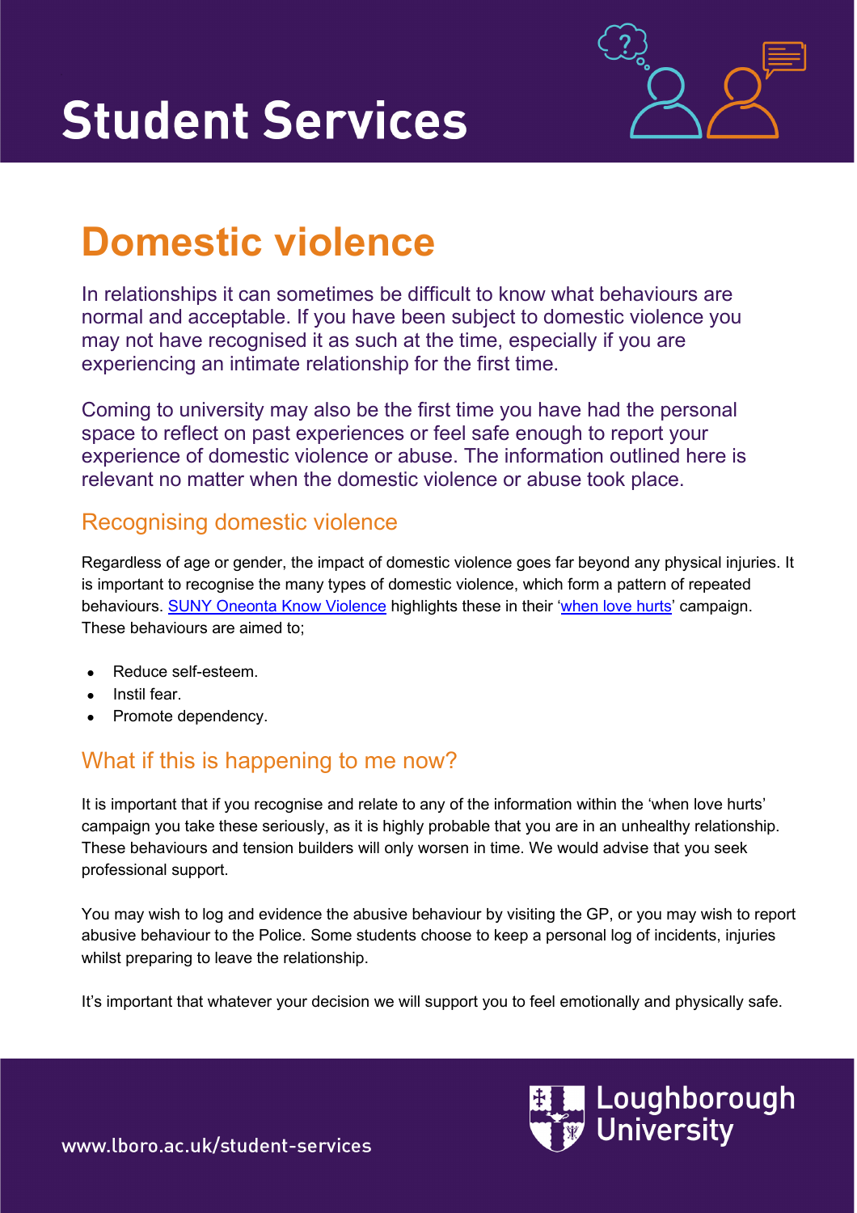# Student Services

## Domestic violence

In relationships it can sometimes be difficult to know what behaviours are normal and acceptable. If you have been subject to domestic violence you may not have recognised it as such at the time, especially if you are experiencing an intimate relationship for the first time.

Coming to university may also be the first time you have had the personal space to reflect on past experiences or feel safe enough to report your experience of domestic violence or abuse. The information outlined here is relevant no matter when the domestic violence or abuse took place.

### Recognising domestic violence

Regardless of age or gender, the impact of domestic violence goes far beyond any physical injuries. It is important to recognise the many types of domestic violence, which form a pattern of repeated behaviours. SUNY Oneonta Know Violence highlights these in their 'when love hurts' campaign. These behaviours are aimed to;

- Reduce self-esteem.
- Instil fear.
- Promote dependency.

### What if this is happening to me now?

It is important that if you recognise and relate to any of the information within the 'when love hurts' campaign you take these seriously, as it is highly probable that you are in an unhealthy relationship. These behaviours and tension builders will only worsen in time. We would advise that you seek professional support.

You may wish to log and evidence the abusive behaviour by visiting the GP, or you may wish to report abusive behaviour to the Police. Some students choose to keep a personal log of incidents, injuries whilst preparing to leave the relationship.

It's important that whatever your decision we will support you to feel emotionally and physically safe.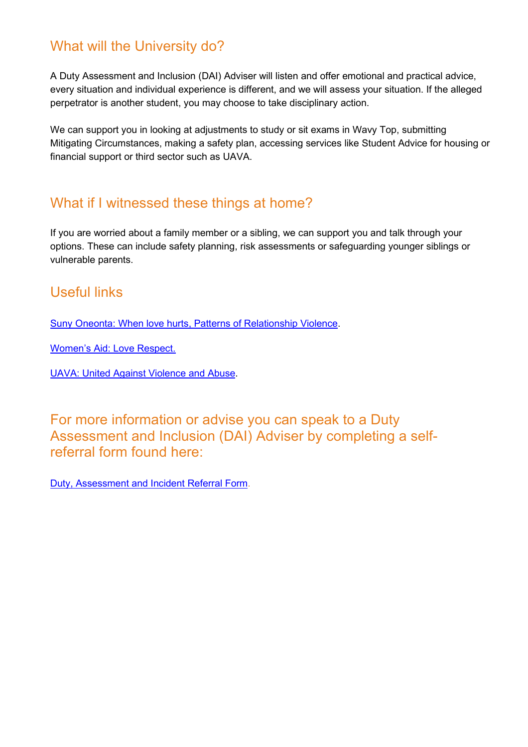## What will the University do?

A Duty Assessment and Inclusion (DAI) Adviser will listen and offer emotional and practical advice, every situation and individual experience is different, and we will assess your situation. If the alleged perpetrator is another student, you may choose to take disciplinary action.

We can support you in looking at adjustments to study or sit exams in Wavy Top, submitting Mitigating Circumstances, making a safety plan, accessing services like Student Advice for housing or financial support or third sector such as UAVA.

## What if I witnessed these things at home?

If you are worried about a family member or a sibling, we can support you and talk through your options. These can include safety planning, risk assessments or safeguarding younger siblings or vulnerable parents.

## Useful links

Suny Oneonta: When love hurts, Patterns of Relationship Violence.

Women's Aid: Love Respect.

UAVA: United Against Violence and Abuse.

## For more information or advise you can speak to a Duty Assessment and Inclusion (DAI) Adviser by completing a self-referral form found here:

Duty, Assessment and Incident Referral Form.